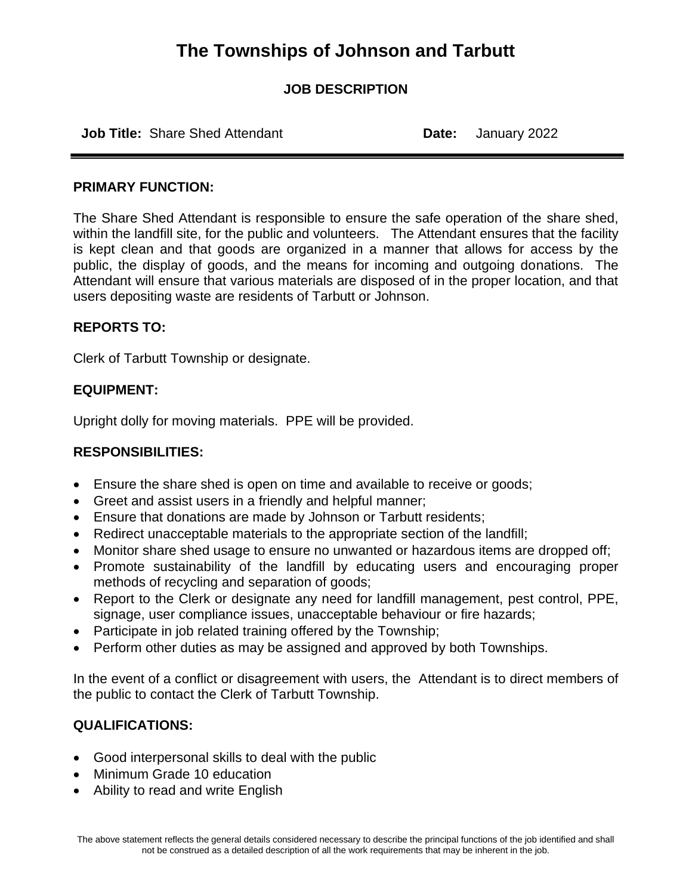# The Townships of Johnson and Tarbutt

## JOB DESCRIPTION

**Job Title:** Share Shed Attendant **Date:** January 2022

---

**PRIMARY FUNCTION:**

The Share Shed Attendant is responsible to ensure the safe operation of the share shed, within the landfill site, for the public and volunteers. The Attendant ensures that the facility is kept clean and that goods are organized in a manner that allows for access by the public, the display of goods, and the means for incoming and outgoing donations. The Attendant will ensure that various materials are disposed of in the proper location, and that users depositing waste are residents of Tarbutt or Johnson.

**REPORTS TO:**

Clerk of Tarbutt Township or designate.

**EQUIPMENT:**

Upright dolly for moving materials. PPE will be provided.

**RESPONSIBILITIES:**

- Ensure the share shed is open on time and available to receive or goods;
- Greet and assist users in a friendly and helpful manner;
- Ensure that donations are made by Johnson or Tarbutt residents;
- Redirect unacceptable materials to the appropriate section of the landfill;
- Monitor share shed usage to ensure no unwanted or hazardous items are dropped off;
- Promote sustainability of the landfill by educating users and encouraging proper methods of recycling and separation of goods;
- Report to the Clerk or designate any need for landfill management, pest control, PPE, signage, user compliance issues, unacceptable behaviour or fire hazards;
- Participate in job related training offered by the Township;
- Perform other duties as may be assigned and approved by both Townships.

In the event of a conflict or disagreement with users, the Attendant is to direct members of the public to contact the Clerk of Tarbutt Township.

**QUALIFICATIONS:**

- Good interpersonal skills to deal with the public
- Minimum Grade 10 education
- Ability to read and write English

The above statement reflects the general details considered necessary to describe the principal functions of the job identified and shall not be construed as a detailed description of all the work requirements that may be inherent in the job.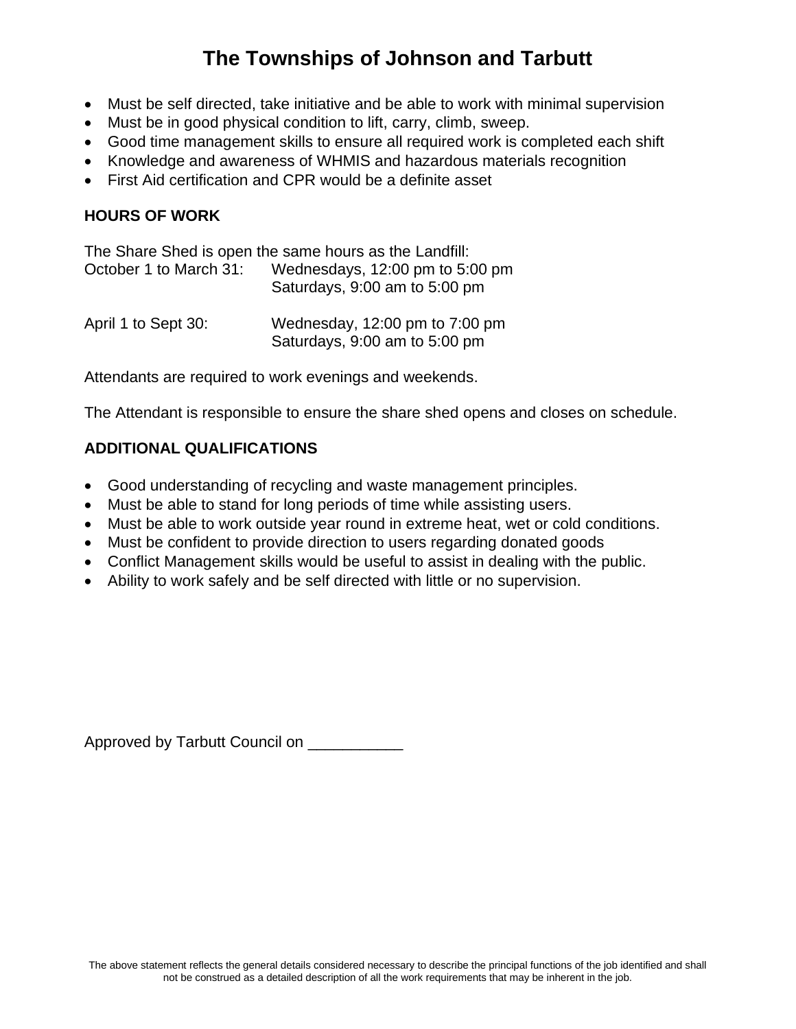# The Townships of Johnson and Tarbutt

- Must be self directed, take initiative and be able to work with minimal supervision
- Must be in good physical condition to lift, carry, climb, sweep.
- Good time management skills to ensure all required work is completed each shift
- Knowledge and awareness of WHMIS and hazardous materials recognition
- First Aid certification and CPR would be a definite asset

**HOURS OF WORK**

The Share Shed is open the same hours as the Landfill:

| | |
|---|---|
| October 1 to March 31: | Wednesdays, 12:00 pm to 5:00 pm |
| | Saturdays, 9:00 am to 5:00 pm |
| April 1 to Sept 30: | Wednesday, 12:00 pm to 7:00 pm |
| | Saturdays, 9:00 am to 5:00 pm |

Attendants are required to work evenings and weekends.

The Attendant is responsible to ensure the share shed opens and closes on schedule.

**ADDITIONAL QUALIFICATIONS**

- Good understanding of recycling and waste management principles.
- Must be able to stand for long periods of time while assisting users.
- Must be able to work outside year round in extreme heat, wet or cold conditions.
- Must be confident to provide direction to users regarding donated goods
- Conflict Management skills would be useful to assist in dealing with the public.
- Ability to work safely and be self directed with little or no supervision.

Approved by Tarbutt Council on ___________

The above statement reflects the general details considered necessary to describe the principal functions of the job identified and shall not be construed as a detailed description of all the work requirements that may be inherent in the job.